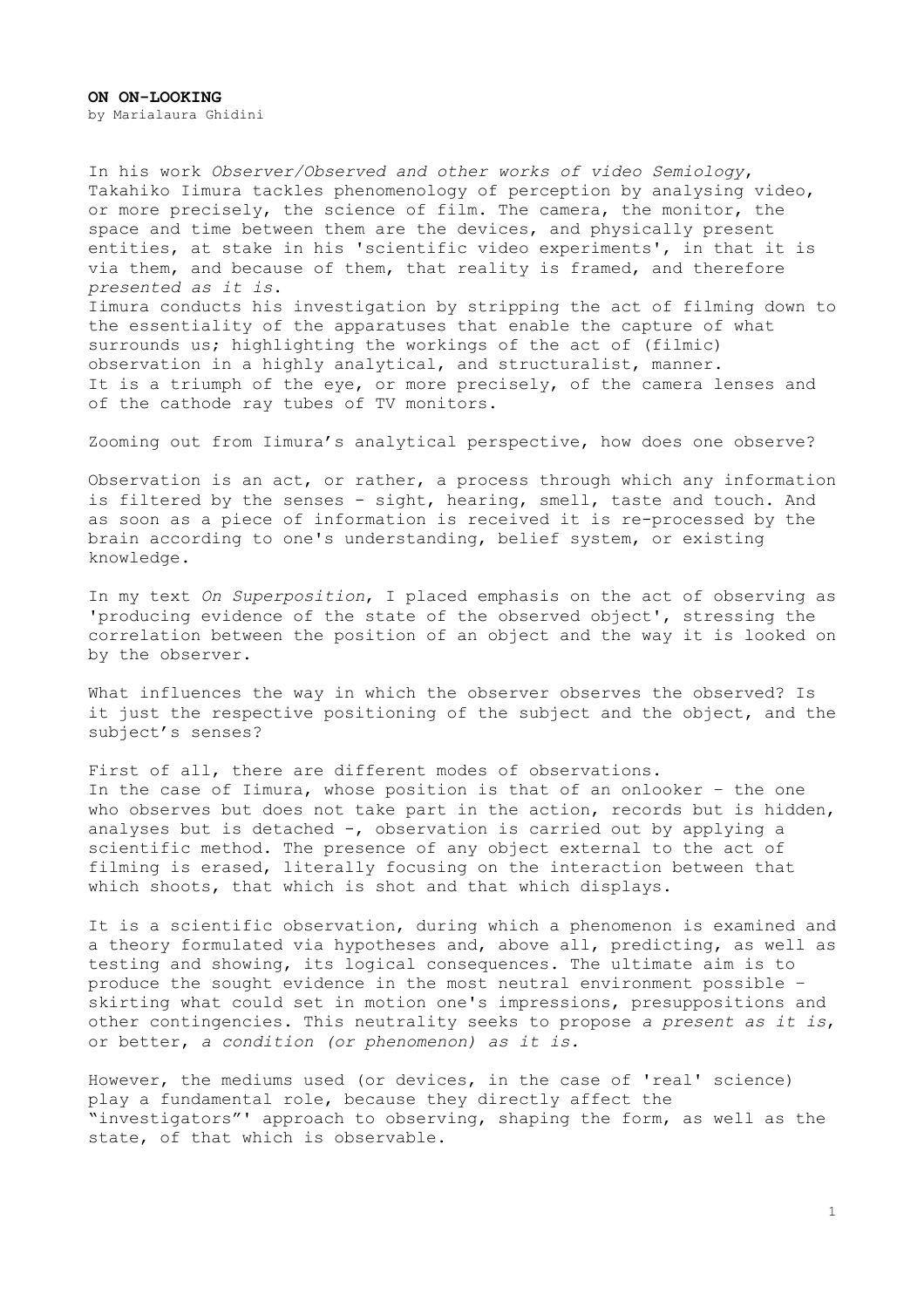**ON ON-LOOKING**
by Marialaura Ghidini

In his work *Observer/Observed and other works of video Semiology*, Takahiko Iimura tackles phenomenology of perception by analysing video, or more precisely, the science of film. The camera, the monitor, the space and time between them are the devices, and physically present entities, at stake in his 'scientific video experiments', in that it is via them, and because of them, that reality is framed, and therefore *presented as it is*.
Iimura conducts his investigation by stripping the act of filming down to the essentiality of the apparatuses that enable the capture of what surrounds us; highlighting the workings of the act of (filmic) observation in a highly analytical, and structuralist, manner.
It is a triumph of the eye, or more precisely, of the camera lenses and of the cathode ray tubes of TV monitors.

Zooming out from Iimura's analytical perspective, how does one observe?

Observation is an act, or rather, a process through which any information is filtered by the senses - sight, hearing, smell, taste and touch. And as soon as a piece of information is received it is re-processed by the brain according to one's understanding, belief system, or existing knowledge.

In my text *On Superposition*, I placed emphasis on the act of observing as 'producing evidence of the state of the observed object', stressing the correlation between the position of an object and the way it is looked on by the observer.

What influences the way in which the observer observes the observed? Is it just the respective positioning of the subject and the object, and the subject's senses?

First of all, there are different modes of observations.
In the case of Iimura, whose position is that of an onlooker – the one who observes but does not take part in the action, records but is hidden, analyses but is detached -, observation is carried out by applying a scientific method. The presence of any object external to the act of filming is erased, literally focusing on the interaction between that which shoots, that which is shot and that which displays.

It is a scientific observation, during which a phenomenon is examined and a theory formulated via hypotheses and, above all, predicting, as well as testing and showing, its logical consequences. The ultimate aim is to produce the sought evidence in the most neutral environment possible – skirting what could set in motion one's impressions, presuppositions and other contingencies. This neutrality seeks to propose *a present as it is*, or better, *a condition (or phenomenon) as it is.*

However, the mediums used (or devices, in the case of 'real' science) play a fundamental role, because they directly affect the "investigators"' approach to observing, shaping the form, as well as the state, of that which is observable.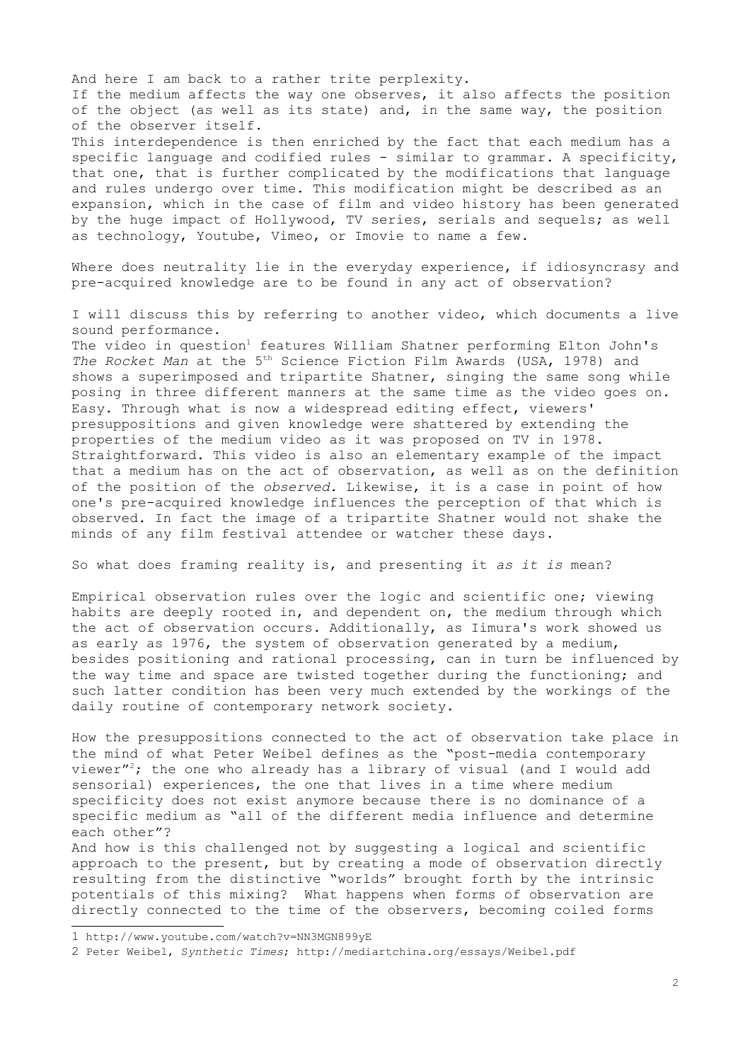And here I am back to a rather trite perplexity.
If the medium affects the way one observes, it also affects the position of the object (as well as its state) and, in the same way, the position of the observer itself.
This interdependence is then enriched by the fact that each medium has a specific language and codified rules - similar to grammar. A specificity, that one, that is further complicated by the modifications that language and rules undergo over time. This modification might be described as an expansion, which in the case of film and video history has been generated by the huge impact of Hollywood, TV series, serials and sequels; as well as technology, Youtube, Vimeo, or Imovie to name a few.

Where does neutrality lie in the everyday experience, if idiosyncrasy and pre-acquired knowledge are to be found in any act of observation?

I will discuss this by referring to another video, which documents a live sound performance.
The video in question[1] features William Shatner performing Elton John's *The Rocket Man* at the 5th Science Fiction Film Awards (USA, 1978) and shows a superimposed and tripartite Shatner, singing the same song while posing in three different manners at the same time as the video goes on. Easy. Through what is now a widespread editing effect, viewers' presuppositions and given knowledge were shattered by extending the properties of the medium video as it was proposed on TV in 1978. Straightforward. This video is also an elementary example of the impact that a medium has on the act of observation, as well as on the definition of the position of the *observed*. Likewise, it is a case in point of how one's pre-acquired knowledge influences the perception of that which is observed. In fact the image of a tripartite Shatner would not shake the minds of any film festival attendee or watcher these days.

So what does framing reality is, and presenting it *as it is* mean?

Empirical observation rules over the logic and scientific one; viewing habits are deeply rooted in, and dependent on, the medium through which the act of observation occurs. Additionally, as Iimura's work showed us as early as 1976, the system of observation generated by a medium, besides positioning and rational processing, can in turn be influenced by the way time and space are twisted together during the functioning; and such latter condition has been very much extended by the workings of the daily routine of contemporary network society.

How the presuppositions connected to the act of observation take place in the mind of what Peter Weibel defines as the "post-media contemporary viewer"[2]; the one who already has a library of visual (and I would add sensorial) experiences, the one that lives in a time where medium specificity does not exist anymore because there is no dominance of a specific medium as "all of the different media influence and determine each other"?
And how is this challenged not by suggesting a logical and scientific approach to the present, but by creating a mode of observation directly resulting from the distinctive "worlds" brought forth by the intrinsic potentials of this mixing? What happens when forms of observation are directly connected to the time of the observers, becoming coiled forms

---

1 http://www.youtube.com/watch?v=NN3MGN899yE

2 Peter Weibel, *Synthetic Times*; http://mediartchina.org/essays/Weibel.pdf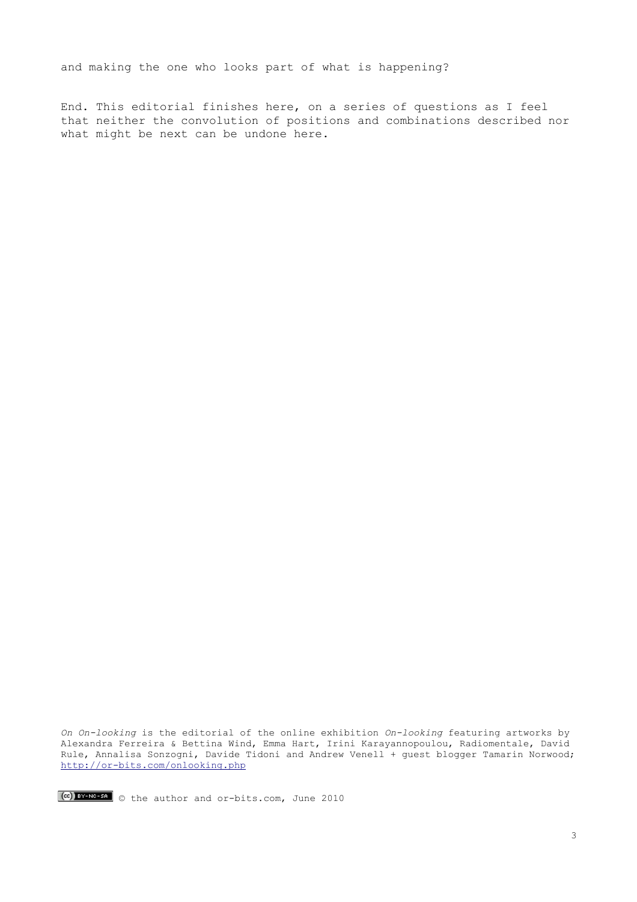and making the one who looks part of what is happening?

End. This editorial finishes here, on a series of questions as I feel that neither the convolution of positions and combinations described nor what might be next can be undone here.

*On On-looking* is the editorial of the online exhibition *On-looking* featuring artworks by Alexandra Ferreira & Bettina Wind, Emma Hart, Irini Karayannopoulou, Radiomentale, David Rule, Annalisa Sonzogni, Davide Tidoni and Andrew Venell + guest blogger Tamarin Norwood; [http://or-bits.com/onlooking.php](http://or-bits.com/onlooking.php)

(cc) BY-NC-SA © the author and or-bits.com, June 2010